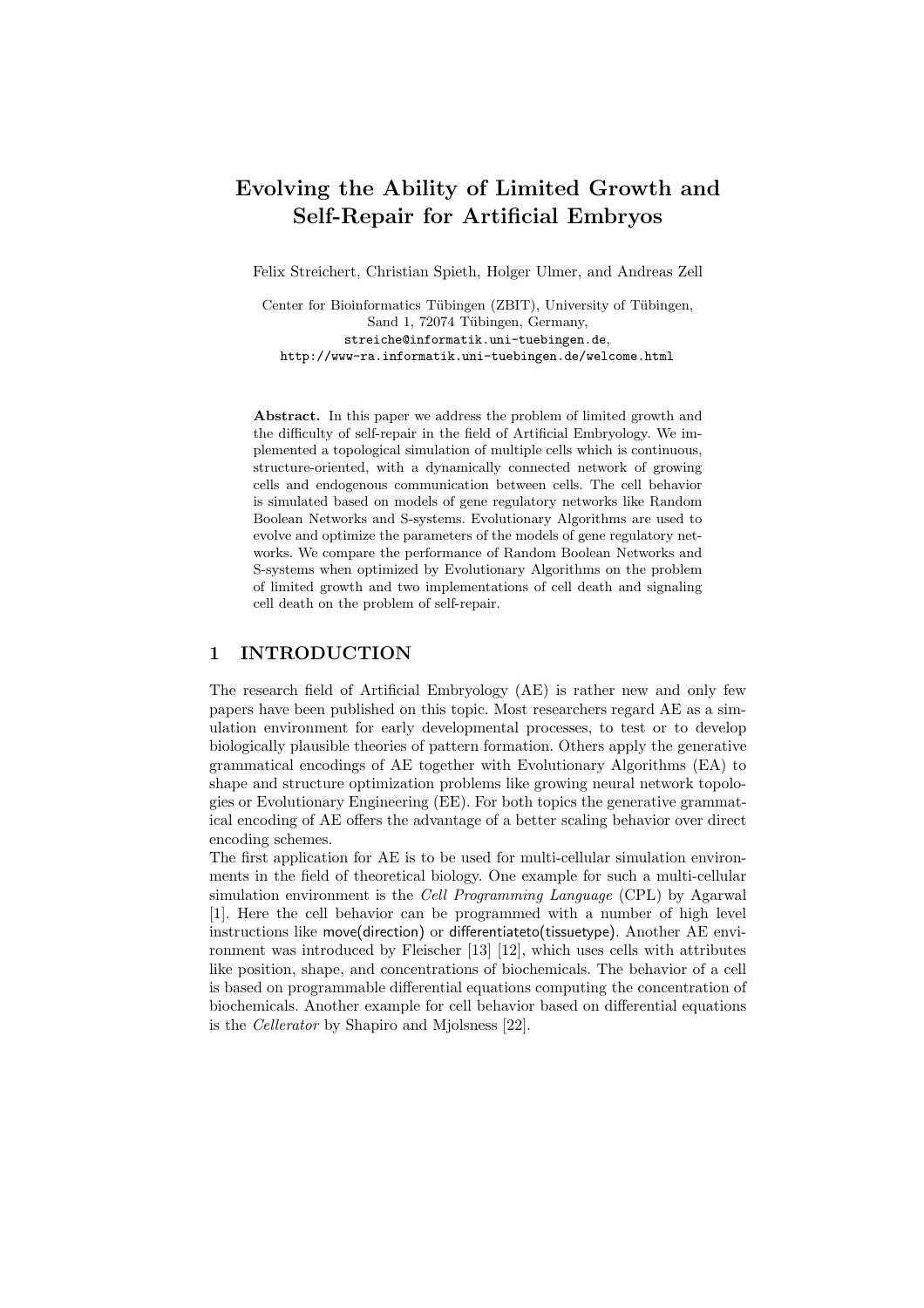# Evolving the Ability of Limited Growth and Self-Repair for Artificial Embryos

Felix Streichert, Christian Spieth, Holger Ulmer, and Andreas Zell

Center for Bioinformatics Tübingen (ZBIT), University of Tübingen,
Sand 1, 72074 Tübingen, Germany,
streiche@informatik.uni-tuebingen.de,
http://www-ra.informatik.uni-tuebingen.de/welcome.html

**Abstract.** In this paper we address the problem of limited growth and the difficulty of self-repair in the field of Artificial Embryology. We implemented a topological simulation of multiple cells which is continuous, structure-oriented, with a dynamically connected network of growing cells and endogenous communication between cells. The cell behavior is simulated based on models of gene regulatory networks like Random Boolean Networks and S-systems. Evolutionary Algorithms are used to evolve and optimize the parameters of the models of gene regulatory networks. We compare the performance of Random Boolean Networks and S-systems when optimized by Evolutionary Algorithms on the problem of limited growth and two implementations of cell death and signaling cell death on the problem of self-repair.

## 1 INTRODUCTION

The research field of Artificial Embryology (AE) is rather new and only few papers have been published on this topic. Most researchers regard AE as a simulation environment for early developmental processes, to test or to develop biologically plausible theories of pattern formation. Others apply the generative grammatical encodings of AE together with Evolutionary Algorithms (EA) to shape and structure optimization problems like growing neural network topologies or Evolutionary Engineering (EE). For both topics the generative grammatical encoding of AE offers the advantage of a better scaling behavior over direct encoding schemes.

The first application for AE is to be used for multi-cellular simulation environments in the field of theoretical biology. One example for such a multi-cellular simulation environment is the *Cell Programming Language* (CPL) by Agarwal [1]. Here the cell behavior can be programmed with a number of high level instructions like move(direction) or differentiateto(tissuetype). Another AE environment was introduced by Fleischer [13] [12], which uses cells with attributes like position, shape, and concentrations of biochemicals. The behavior of a cell is based on programmable differential equations computing the concentration of biochemicals. Another example for cell behavior based on differential equations is the *Cellerator* by Shapiro and Mjolsness [22].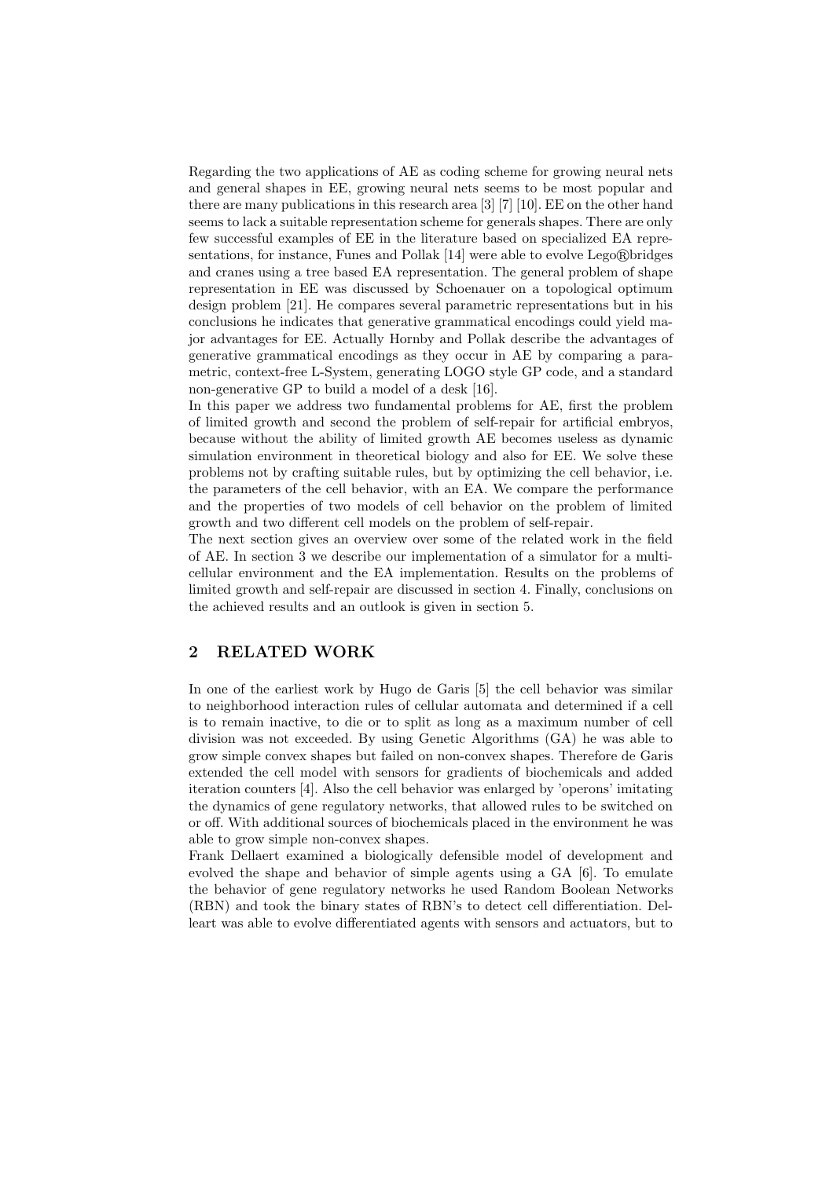Regarding the two applications of AE as coding scheme for growing neural nets and general shapes in EE, growing neural nets seems to be most popular and there are many publications in this research area [3] [7] [10]. EE on the other hand seems to lack a suitable representation scheme for generals shapes. There are only few successful examples of EE in the literature based on specialized EA representations, for instance, Funes and Pollak [14] were able to evolve Lego®bridges and cranes using a tree based EA representation. The general problem of shape representation in EE was discussed by Schoenauer on a topological optimum design problem [21]. He compares several parametric representations but in his conclusions he indicates that generative grammatical encodings could yield major advantages for EE. Actually Hornby and Pollak describe the advantages of generative grammatical encodings as they occur in AE by comparing a parametric, context-free L-System, generating LOGO style GP code, and a standard non-generative GP to build a model of a desk [16].
In this paper we address two fundamental problems for AE, first the problem of limited growth and second the problem of self-repair for artificial embryos, because without the ability of limited growth AE becomes useless as dynamic simulation environment in theoretical biology and also for EE. We solve these problems not by crafting suitable rules, but by optimizing the cell behavior, i.e. the parameters of the cell behavior, with an EA. We compare the performance and the properties of two models of cell behavior on the problem of limited growth and two different cell models on the problem of self-repair.
The next section gives an overview over some of the related work in the field of AE. In section 3 we describe our implementation of a simulator for a multicellular environment and the EA implementation. Results on the problems of limited growth and self-repair are discussed in section 4. Finally, conclusions on the achieved results and an outlook is given in section 5.

## 2 RELATED WORK

In one of the earliest work by Hugo de Garis [5] the cell behavior was similar to neighborhood interaction rules of cellular automata and determined if a cell is to remain inactive, to die or to split as long as a maximum number of cell division was not exceeded. By using Genetic Algorithms (GA) he was able to grow simple convex shapes but failed on non-convex shapes. Therefore de Garis extended the cell model with sensors for gradients of biochemicals and added iteration counters [4]. Also the cell behavior was enlarged by 'operons' imitating the dynamics of gene regulatory networks, that allowed rules to be switched on or off. With additional sources of biochemicals placed in the environment he was able to grow simple non-convex shapes.
Frank Dellaert examined a biologically defensible model of development and evolved the shape and behavior of simple agents using a GA [6]. To emulate the behavior of gene regulatory networks he used Random Boolean Networks (RBN) and took the binary states of RBN's to detect cell differentiation. Delleart was able to evolve differentiated agents with sensors and actuators, but to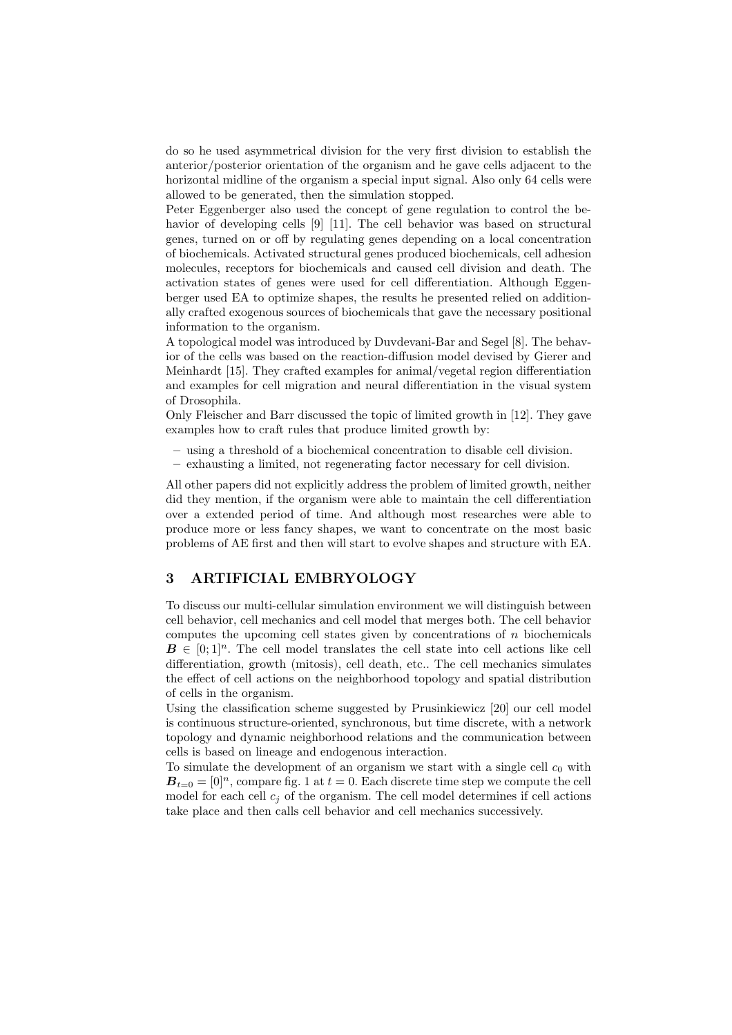do so he used asymmetrical division for the very first division to establish the anterior/posterior orientation of the organism and he gave cells adjacent to the horizontal midline of the organism a special input signal. Also only 64 cells were allowed to be generated, then the simulation stopped.

Peter Eggenberger also used the concept of gene regulation to control the behavior of developing cells [9] [11]. The cell behavior was based on structural genes, turned on or off by regulating genes depending on a local concentration of biochemicals. Activated structural genes produced biochemicals, cell adhesion molecules, receptors for biochemicals and caused cell division and death. The activation states of genes were used for cell differentiation. Although Eggenberger used EA to optimize shapes, the results he presented relied on additionally crafted exogenous sources of biochemicals that gave the necessary positional information to the organism.

A topological model was introduced by Duvdevani-Bar and Segel [8]. The behavior of the cells was based on the reaction-diffusion model devised by Gierer and Meinhardt [15]. They crafted examples for animal/vegetal region differentiation and examples for cell migration and neural differentiation in the visual system of Drosophila.

Only Fleischer and Barr discussed the topic of limited growth in [12]. They gave examples how to craft rules that produce limited growth by:

- using a threshold of a biochemical concentration to disable cell division.
- exhausting a limited, not regenerating factor necessary for cell division.

All other papers did not explicitly address the problem of limited growth, neither did they mention, if the organism were able to maintain the cell differentiation over a extended period of time. And although most researches were able to produce more or less fancy shapes, we want to concentrate on the most basic problems of AE first and then will start to evolve shapes and structure with EA.

## 3 ARTIFICIAL EMBRYOLOGY

To discuss our multi-cellular simulation environment we will distinguish between cell behavior, cell mechanics and cell model that merges both. The cell behavior computes the upcoming cell states given by concentrations of $n$ biochemicals $\boldsymbol{B} \in [0;1]^n$. The cell model translates the cell state into cell actions like cell differentiation, growth (mitosis), cell death, etc.. The cell mechanics simulates the effect of cell actions on the neighborhood topology and spatial distribution of cells in the organism.

Using the classification scheme suggested by Prusinkiewicz [20] our cell model is continuous structure-oriented, synchronous, but time discrete, with a network topology and dynamic neighborhood relations and the communication between cells is based on lineage and endogenous interaction.

To simulate the development of an organism we start with a single cell $c_0$ with $\boldsymbol{B}_{t=0} = [0]^n$, compare fig. 1 at $t = 0$. Each discrete time step we compute the cell model for each cell $c_j$ of the organism. The cell model determines if cell actions take place and then calls cell behavior and cell mechanics successively.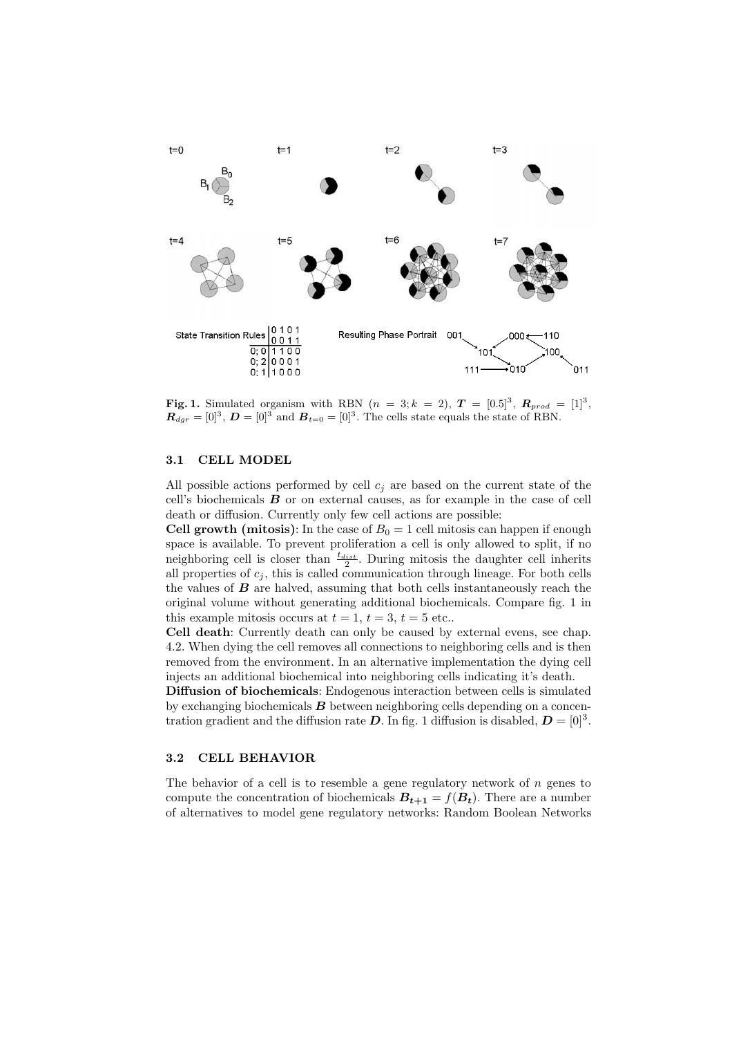t=0 t=1 t=2 t=3

t=4 t=5 t=6 t=7

| State Transition Rules | 0 1 0 1 / 0 0 1 1 |
|---|---|
| 0; 0 | 1 1 0 0 |
| 0; 2 | 0 0 0 1 |
| 0; 1 | 1 0 0 0 |

Resulting Phase Portrait: 001 → 101, 110 → 000 → 101, 101 → 100, 011 → 100, 111 → 010, 100 → 010

**Fig. 1.** Simulated organism with RBN ($n = 3; k = 2$), $\boldsymbol{T} = [0.5]^3$, $\boldsymbol{R}_{prod} = [1]^3$, $\boldsymbol{R}_{dgr} = [0]^3$, $\boldsymbol{D} = [0]^3$ and $\boldsymbol{B}_{t=0} = [0]^3$. The cells state equals the state of RBN.

### 3.1 CELL MODEL

All possible actions performed by cell $c_j$ are based on the current state of the cell's biochemicals $\boldsymbol{B}$ or on external causes, as for example in the case of cell death or diffusion. Currently only few cell actions are possible:

**Cell growth (mitosis)**: In the case of $B_0 = 1$ cell mitosis can happen if enough space is available. To prevent proliferation a cell is only allowed to split, if no neighboring cell is closer than $\frac{t_{dist}}{2}$. During mitosis the daughter cell inherits all properties of $c_j$, this is called communication through lineage. For both cells the values of $\boldsymbol{B}$ are halved, assuming that both cells instantaneously reach the original volume without generating additional biochemicals. Compare fig. 1 in this example mitosis occurs at $t = 1$, $t = 3$, $t = 5$ etc..

**Cell death**: Currently death can only be caused by external evens, see chap. 4.2. When dying the cell removes all connections to neighboring cells and is then removed from the environment. In an alternative implementation the dying cell injects an additional biochemical into neighboring cells indicating it's death.

**Diffusion of biochemicals**: Endogenous interaction between cells is simulated by exchanging biochemicals $\boldsymbol{B}$ between neighboring cells depending on a concentration gradient and the diffusion rate $\boldsymbol{D}$. In fig. 1 diffusion is disabled, $\boldsymbol{D} = [0]^3$.

### 3.2 CELL BEHAVIOR

The behavior of a cell is to resemble a gene regulatory network of $n$ genes to compute the concentration of biochemicals $\boldsymbol{B_{t+1}} = f(\boldsymbol{B_t})$. There are a number of alternatives to model gene regulatory networks: Random Boolean Networks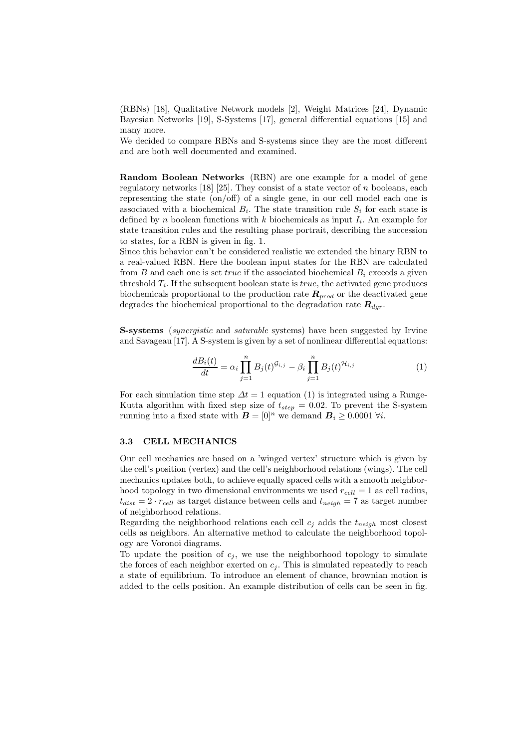(RBNs) [18], Qualitative Network models [2], Weight Matrices [24], Dynamic Bayesian Networks [19], S-Systems [17], general differential equations [15] and many more.
We decided to compare RBNs and S-systems since they are the most different and are both well documented and examined.

**Random Boolean Networks** (RBN) are one example for a model of gene regulatory networks [18] [25]. They consist of a state vector of $n$ booleans, each representing the state (on/off) of a single gene, in our cell model each one is associated with a biochemical $B_i$. The state transition rule $S_i$ for each state is defined by $n$ boolean functions with $k$ biochemicals as input $I_i$. An example for state transition rules and the resulting phase portrait, describing the succession to states, for a RBN is given in fig. 1.
Since this behavior can't be considered realistic we extended the binary RBN to a real-valued RBN. Here the boolean input states for the RBN are calculated from $B$ and each one is set *true* if the associated biochemical $B_i$ exceeds a given threshold $T_i$. If the subsequent boolean state is *true*, the activated gene produces biochemicals proportional to the production rate $\boldsymbol{R}_{prod}$ or the deactivated gene degrades the biochemical proportional to the degradation rate $\boldsymbol{R}_{dgr}$.

**S-systems** (*synergistic* and *saturable* systems) have been suggested by Irvine and Savageau [17]. A S-system is given by a set of nonlinear differential equations:

$$\frac{dB_i(t)}{dt} = \alpha_i \prod_{j=1}^{n} B_j(t)^{\mathcal{G}_{i,j}} - \beta_i \prod_{j=1}^{n} B_j(t)^{\mathcal{H}_{i,j}} \tag{1}$$

For each simulation time step $\Delta t = 1$ equation (1) is integrated using a Runge-Kutta algorithm with fixed step size of $t_{step} = 0.02$. To prevent the S-system running into a fixed state with $\boldsymbol{B} = [0]^n$ we demand $\boldsymbol{B}_i \geq 0.0001 \; \forall i$.

### 3.3 CELL MECHANICS

Our cell mechanics are based on a 'winged vertex' structure which is given by the cell's position (vertex) and the cell's neighborhood relations (wings). The cell mechanics updates both, to achieve equally spaced cells with a smooth neighborhood topology in two dimensional environments we used $r_{cell} = 1$ as cell radius, $t_{dist} = 2 \cdot r_{cell}$ as target distance between cells and $t_{neigh} = 7$ as target number of neighborhood relations.
Regarding the neighborhood relations each cell $c_j$ adds the $t_{neigh}$ most closest cells as neighbors. An alternative method to calculate the neighborhood topology are Voronoi diagrams.
To update the position of $c_j$, we use the neighborhood topology to simulate the forces of each neighbor exerted on $c_j$. This is simulated repeatedly to reach a state of equilibrium. To introduce an element of chance, brownian motion is added to the cells position. An example distribution of cells can be seen in fig.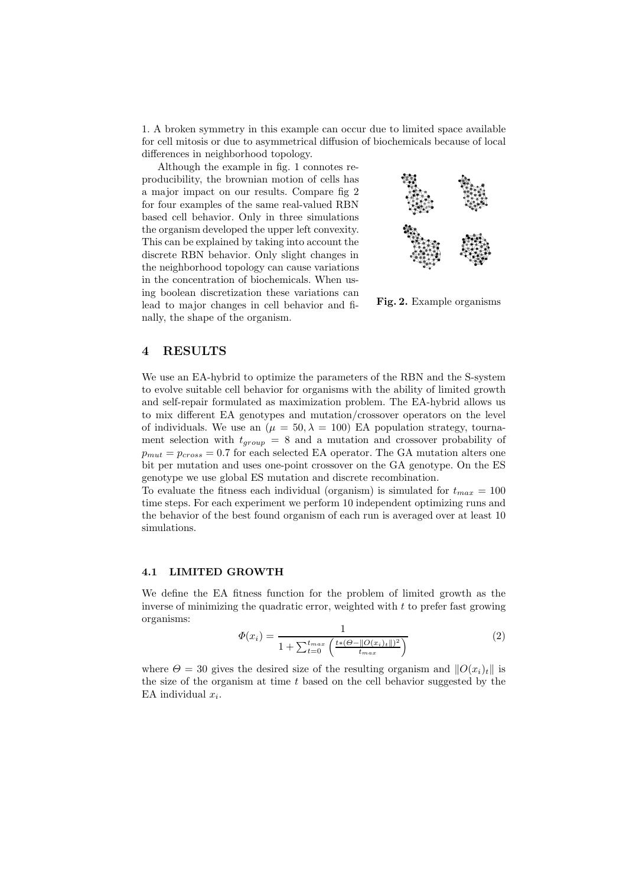1. A broken symmetry in this example can occur due to limited space available for cell mitosis or due to asymmetrical diffusion of biochemicals because of local differences in neighborhood topology.

Although the example in fig. 1 connotes reproducibility, the brownian motion of cells has a major impact on our results. Compare fig 2 for four examples of the same real-valued RBN based cell behavior. Only in three simulations the organism developed the upper left convexity. This can be explained by taking into account the discrete RBN behavior. Only slight changes in the neighborhood topology can cause variations in the concentration of biochemicals. When using boolean discretization these variations can lead to major changes in cell behavior and finally, the shape of the organism.

**Fig. 2.** Example organisms

## 4 RESULTS

We use an EA-hybrid to optimize the parameters of the RBN and the S-system to evolve suitable cell behavior for organisms with the ability of limited growth and self-repair formulated as maximization problem. The EA-hybrid allows us to mix different EA genotypes and mutation/crossover operators on the level of individuals. We use an ($\mu = 50, \lambda = 100$) EA population strategy, tournament selection with $t_{group} = 8$ and a mutation and crossover probability of $p_{mut} = p_{cross} = 0.7$ for each selected EA operator. The GA mutation alters one bit per mutation and uses one-point crossover on the GA genotype. On the ES genotype we use global ES mutation and discrete recombination.
To evaluate the fitness each individual (organism) is simulated for $t_{max} = 100$ time steps. For each experiment we perform 10 independent optimizing runs and the behavior of the best found organism of each run is averaged over at least 10 simulations.

### 4.1 LIMITED GROWTH

We define the EA fitness function for the problem of limited growth as the inverse of minimizing the quadratic error, weighted with $t$ to prefer fast growing organisms:

$$\Phi(x_i) = \frac{1}{1 + \sum_{t=0}^{t_{max}} \left( \frac{t*(\Theta - \|O(x_i)_t\|)^2}{t_{max}} \right)} \tag{2}$$

where $\Theta = 30$ gives the desired size of the resulting organism and $\|O(x_i)_t\|$ is the size of the organism at time $t$ based on the cell behavior suggested by the EA individual $x_i$.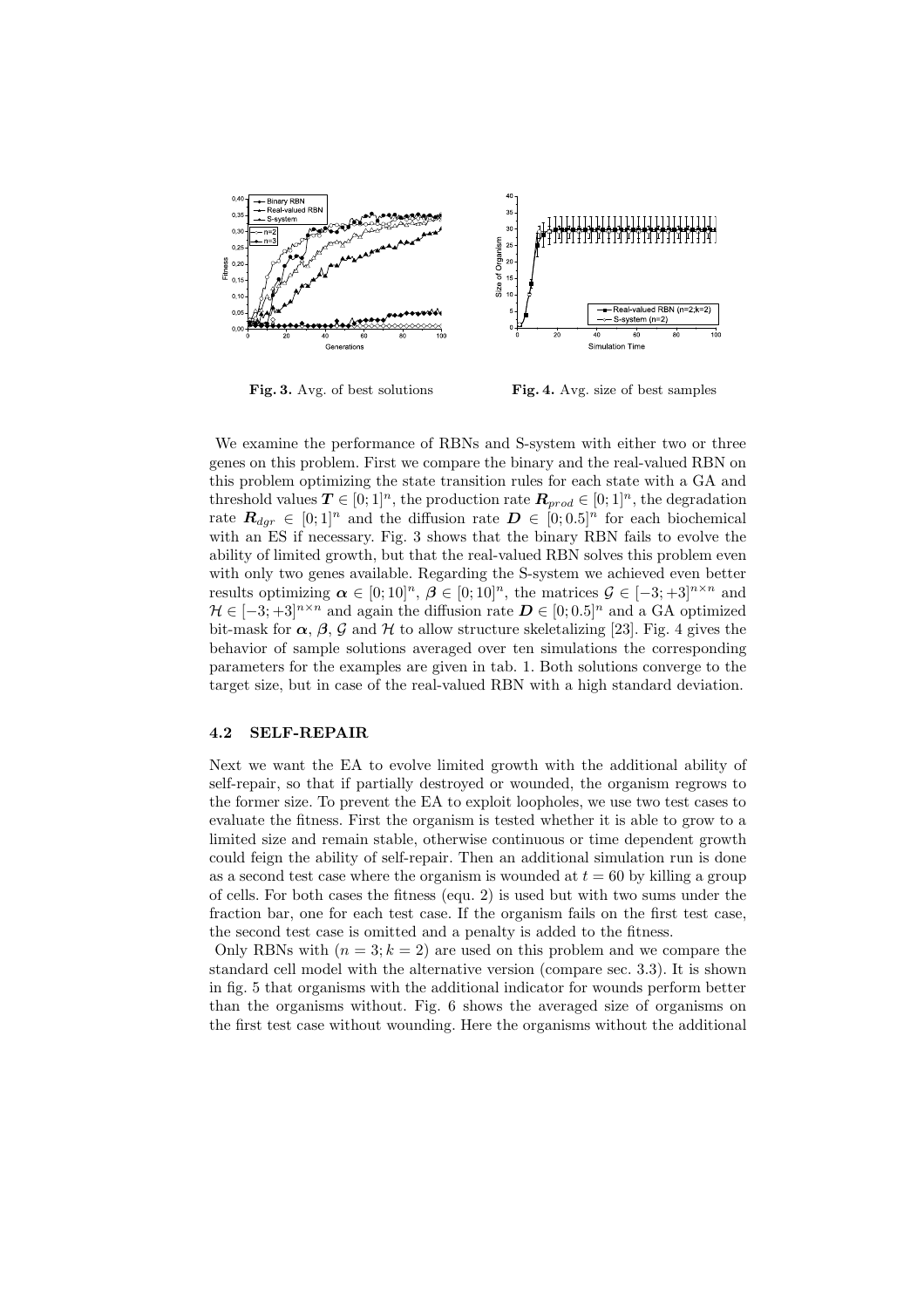**Fig. 3.** Avg. of best solutions

**Fig. 4.** Avg. size of best samples

We examine the performance of RBNs and S-system with either two or three genes on this problem. First we compare the binary and the real-valued RBN on this problem optimizing the state transition rules for each state with a GA and threshold values $\boldsymbol{T} \in [0;1]^n$, the production rate $\boldsymbol{R}_{prod} \in [0;1]^n$, the degradation rate $\boldsymbol{R}_{dgr} \in [0;1]^n$ and the diffusion rate $\boldsymbol{D} \in [0;0.5]^n$ for each biochemical with an ES if necessary. Fig. 3 shows that the binary RBN fails to evolve the ability of limited growth, but that the real-valued RBN solves this problem even with only two genes available. Regarding the S-system we achieved even better results optimizing $\boldsymbol{\alpha} \in [0;10]^n$, $\boldsymbol{\beta} \in [0;10]^n$, the matrices $\mathcal{G} \in [-3;+3]^{n\times n}$ and $\mathcal{H} \in [-3;+3]^{n\times n}$ and again the diffusion rate $\boldsymbol{D} \in [0;0.5]^n$ and a GA optimized bit-mask for $\boldsymbol{\alpha}$, $\boldsymbol{\beta}$, $\mathcal{G}$ and $\mathcal{H}$ to allow structure skeletalizing [23]. Fig. 4 gives the behavior of sample solutions averaged over ten simulations the corresponding parameters for the examples are given in tab. 1. Both solutions converge to the target size, but in case of the real-valued RBN with a high standard deviation.

### 4.2 SELF-REPAIR

Next we want the EA to evolve limited growth with the additional ability of self-repair, so that if partially destroyed or wounded, the organism regrows to the former size. To prevent the EA to exploit loopholes, we use two test cases to evaluate the fitness. First the organism is tested whether it is able to grow to a limited size and remain stable, otherwise continuous or time dependent growth could feign the ability of self-repair. Then an additional simulation run is done as a second test case where the organism is wounded at $t = 60$ by killing a group of cells. For both cases the fitness (equ. 2) is used but with two sums under the fraction bar, one for each test case. If the organism fails on the first test case, the second test case is omitted and a penalty is added to the fitness.

Only RBNs with $(n = 3; k = 2)$ are used on this problem and we compare the standard cell model with the alternative version (compare sec. 3.3). It is shown in fig. 5 that organisms with the additional indicator for wounds perform better than the organisms without. Fig. 6 shows the averaged size of organisms on the first test case without wounding. Here the organisms without the additional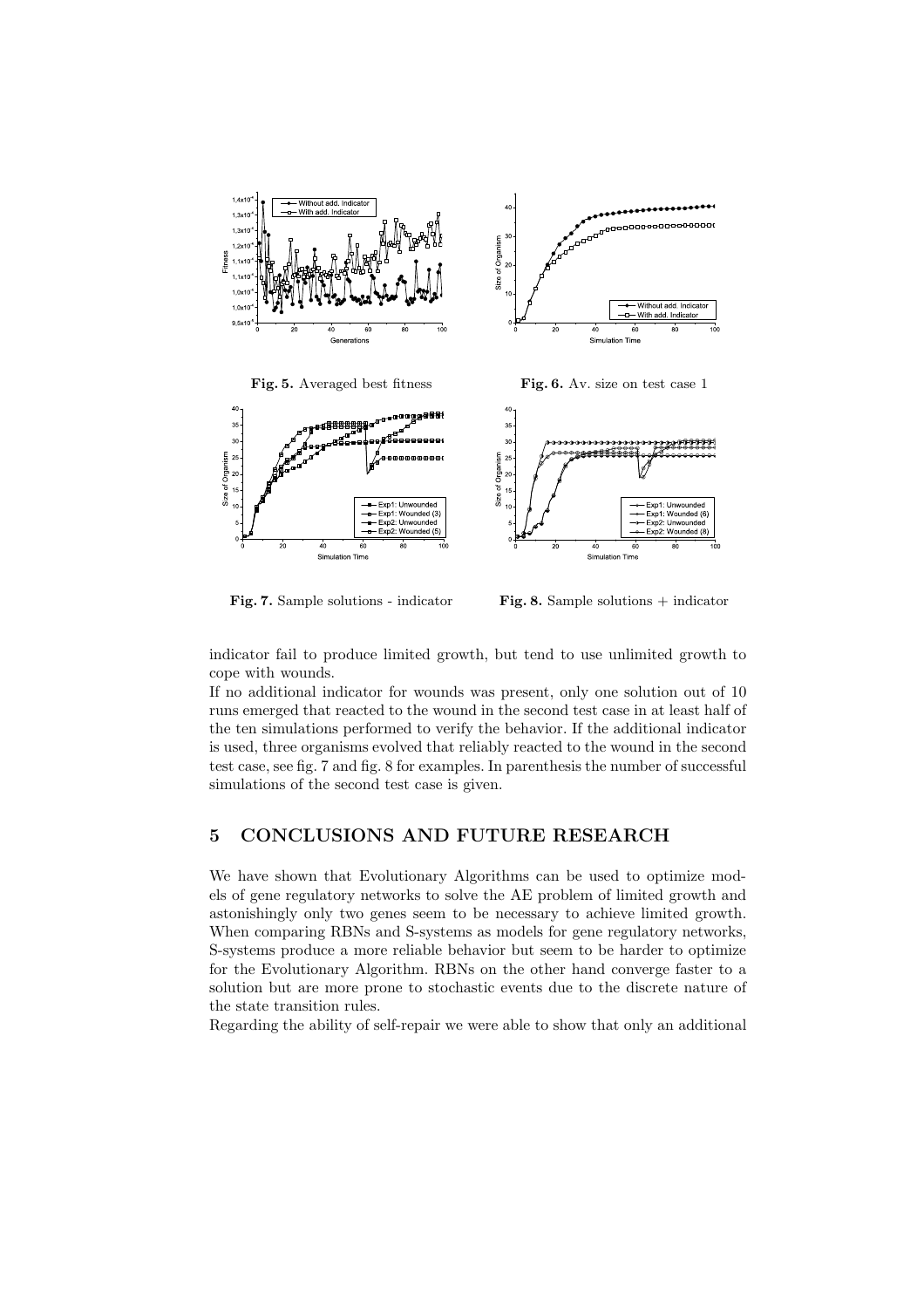**Fig. 5.** Averaged best fitness

**Fig. 6.** Av. size on test case 1

**Fig. 7.** Sample solutions - indicator

**Fig. 8.** Sample solutions + indicator

indicator fail to produce limited growth, but tend to use unlimited growth to cope with wounds.

If no additional indicator for wounds was present, only one solution out of 10 runs emerged that reacted to the wound in the second test case in at least half of the ten simulations performed to verify the behavior. If the additional indicator is used, three organisms evolved that reliably reacted to the wound in the second test case, see fig. 7 and fig. 8 for examples. In parenthesis the number of successful simulations of the second test case is given.

## 5 CONCLUSIONS AND FUTURE RESEARCH

We have shown that Evolutionary Algorithms can be used to optimize models of gene regulatory networks to solve the AE problem of limited growth and astonishingly only two genes seem to be necessary to achieve limited growth. When comparing RBNs and S-systems as models for gene regulatory networks, S-systems produce a more reliable behavior but seem to be harder to optimize for the Evolutionary Algorithm. RBNs on the other hand converge faster to a solution but are more prone to stochastic events due to the discrete nature of the state transition rules.

Regarding the ability of self-repair we were able to show that only an additional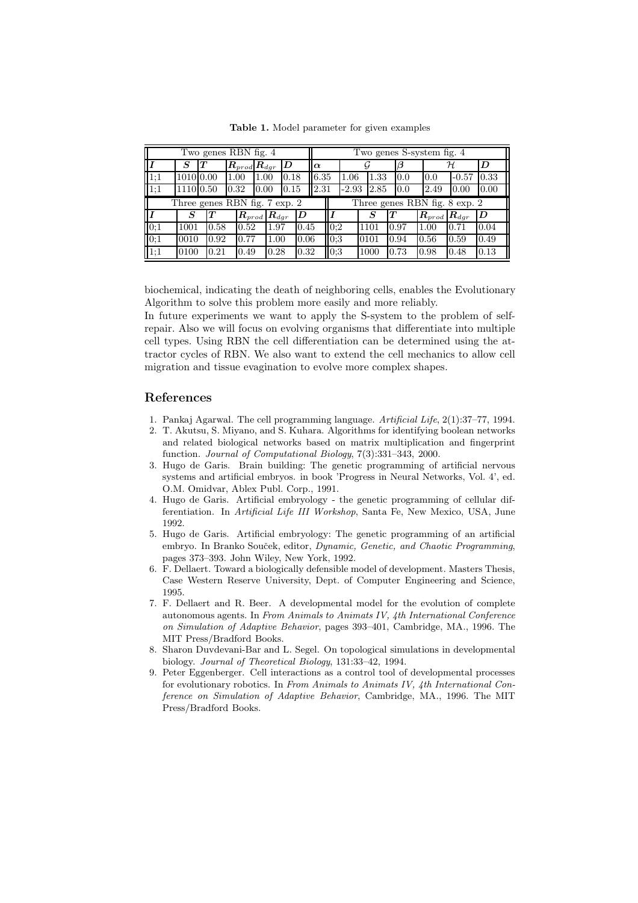**Table 1.** Model parameter for given examples

| Two genes RBN fig. 4 | | | | | | Two genes S-system fig. 4 | | | | | | |
|---|---|---|---|---|---|---|---|---|---|---|---|---|
| $I$ | $S$ | $T$ | $R_{prod}$ | $R_{dgr}$ | $D$ | $\alpha$ | $\mathcal{G}$ | | $\beta$ | $\mathcal{H}$ | | $D$ |
| 1;1 | 1010 | 0.00 | 1.00 | 1.00 | 0.18 | 6.35 | 1.06 | 1.33 | 0.0 | 0.0 | -0.57 | 0.33 |
| 1;1 | 1110 | 0.50 | 0.32 | 0.00 | 0.15 | 2.31 | -2.93 | 2.85 | 0.0 | 2.49 | 0.00 | 0.00 |
| **Three genes RBN fig. 7 exp. 2** | | | | | | **Three genes RBN fig. 8 exp. 2** | | | | | | |
| $I$ | $S$ | $T$ | $R_{prod}$ | $R_{dgr}$ | $D$ | $I$ | $S$ | $T$ | $R_{prod}$ | $R_{dgr}$ | $D$ | |
| 0;1 | 1001 | 0.58 | 0.52 | 1.97 | 0.45 | 0;2 | 1101 | 0.97 | 1.00 | 0.71 | 0.04 | |
| 0;1 | 0010 | 0.92 | 0.77 | 1.00 | 0.06 | 0;3 | 0101 | 0.94 | 0.56 | 0.59 | 0.49 | |
| 1;1 | 0100 | 0.21 | 0.49 | 0.28 | 0.32 | 0;3 | 1000 | 0.73 | 0.98 | 0.48 | 0.13 | |

biochemical, indicating the death of neighboring cells, enables the Evolutionary Algorithm to solve this problem more easily and more reliably.
In future experiments we want to apply the S-system to the problem of self-repair. Also we will focus on evolving organisms that differentiate into multiple cell types. Using RBN the cell differentiation can be determined using the attractor cycles of RBN. We also want to extend the cell mechanics to allow cell migration and tissue evagination to evolve more complex shapes.

## References

1. Pankaj Agarwal. The cell programming language. *Artificial Life*, 2(1):37–77, 1994.
2. T. Akutsu, S. Miyano, and S. Kuhara. Algorithms for identifying boolean networks and related biological networks based on matrix multiplication and fingerprint function. *Journal of Computational Biology*, 7(3):331–343, 2000.
3. Hugo de Garis. Brain building: The genetic programming of artificial nervous systems and artificial embryos. in book 'Progress in Neural Networks, Vol. 4', ed. O.M. Omidvar, Ablex Publ. Corp., 1991.
4. Hugo de Garis. Artificial embryology - the genetic programming of cellular differentiation. In *Artificial Life III Workshop*, Santa Fe, New Mexico, USA, June 1992.
5. Hugo de Garis. Artificial embryology: The genetic programming of an artificial embryo. In Branko Souček, editor, *Dynamic, Genetic, and Chaotic Programming*, pages 373–393. John Wiley, New York, 1992.
6. F. Dellaert. Toward a biologically defensible model of development. Masters Thesis, Case Western Reserve University, Dept. of Computer Engineering and Science, 1995.
7. F. Dellaert and R. Beer. A developmental model for the evolution of complete autonomous agents. In *From Animals to Animats IV, 4th International Conference on Simulation of Adaptive Behavior*, pages 393–401, Cambridge, MA., 1996. The MIT Press/Bradford Books.
8. Sharon Duvdevani-Bar and L. Segel. On topological simulations in developmental biology. *Journal of Theoretical Biology*, 131:33–42, 1994.
9. Peter Eggenberger. Cell interactions as a control tool of developmental processes for evolutionary robotics. In *From Animals to Animats IV, 4th International Conference on Simulation of Adaptive Behavior*, Cambridge, MA., 1996. The MIT Press/Bradford Books.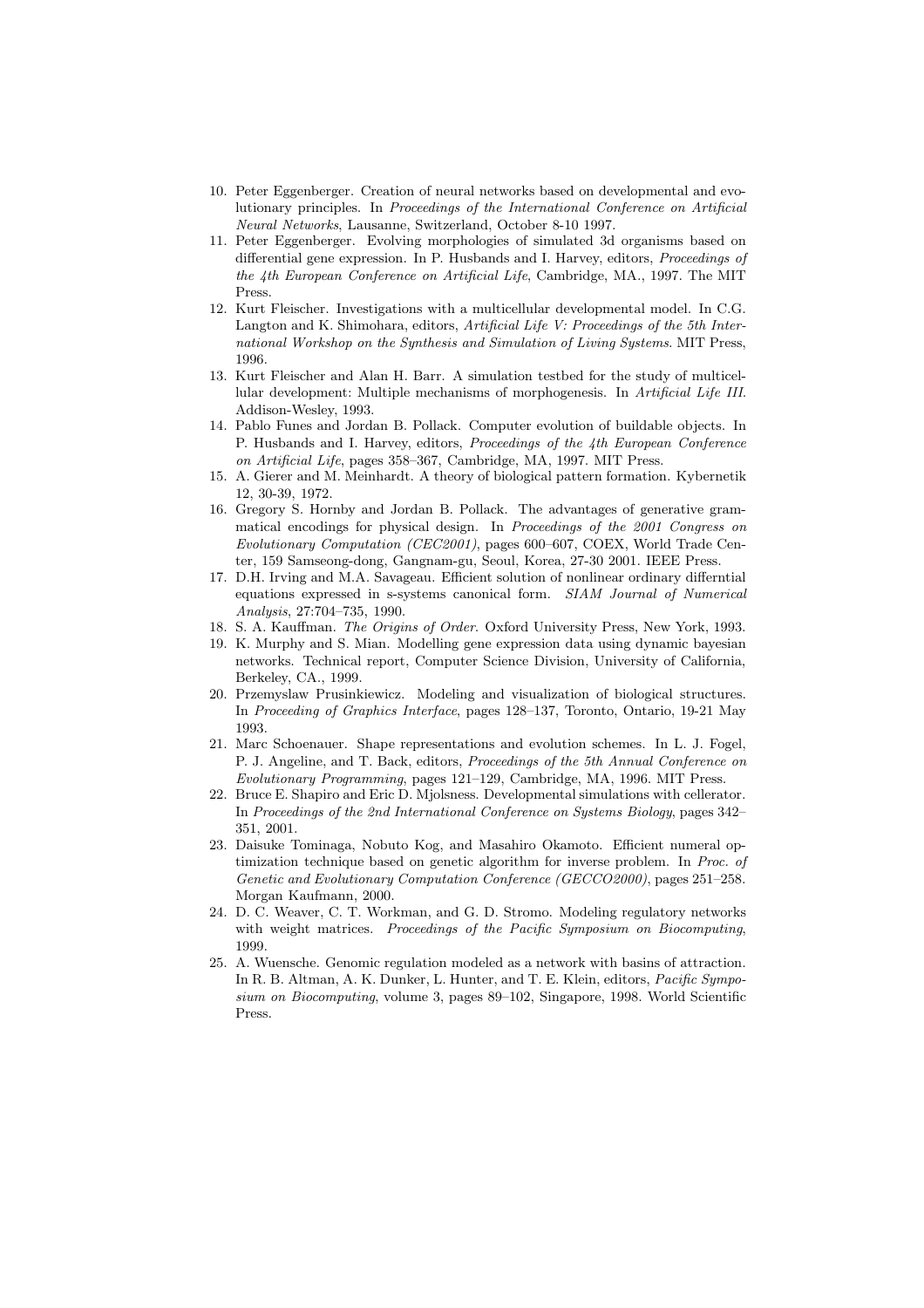10. Peter Eggenberger. Creation of neural networks based on developmental and evolutionary principles. In *Proceedings of the International Conference on Artificial Neural Networks*, Lausanne, Switzerland, October 8-10 1997.
11. Peter Eggenberger. Evolving morphologies of simulated 3d organisms based on differential gene expression. In P. Husbands and I. Harvey, editors, *Proceedings of the 4th European Conference on Artificial Life*, Cambridge, MA., 1997. The MIT Press.
12. Kurt Fleischer. Investigations with a multicellular developmental model. In C.G. Langton and K. Shimohara, editors, *Artificial Life V: Proceedings of the 5th International Workshop on the Synthesis and Simulation of Living Systems*. MIT Press, 1996.
13. Kurt Fleischer and Alan H. Barr. A simulation testbed for the study of multicellular development: Multiple mechanisms of morphogenesis. In *Artificial Life III*. Addison-Wesley, 1993.
14. Pablo Funes and Jordan B. Pollack. Computer evolution of buildable objects. In P. Husbands and I. Harvey, editors, *Proceedings of the 4th European Conference on Artificial Life*, pages 358–367, Cambridge, MA, 1997. MIT Press.
15. A. Gierer and M. Meinhardt. A theory of biological pattern formation. Kybernetik 12, 30-39, 1972.
16. Gregory S. Hornby and Jordan B. Pollack. The advantages of generative grammatical encodings for physical design. In *Proceedings of the 2001 Congress on Evolutionary Computation (CEC2001)*, pages 600–607, COEX, World Trade Center, 159 Samseong-dong, Gangnam-gu, Seoul, Korea, 27-30 2001. IEEE Press.
17. D.H. Irving and M.A. Savageau. Efficient solution of nonlinear ordinary differntial equations expressed in s-systems canonical form. *SIAM Journal of Numerical Analysis*, 27:704–735, 1990.
18. S. A. Kauffman. *The Origins of Order.* Oxford University Press, New York, 1993.
19. K. Murphy and S. Mian. Modelling gene expression data using dynamic bayesian networks. Technical report, Computer Science Division, University of California, Berkeley, CA., 1999.
20. Przemyslaw Prusinkiewicz. Modeling and visualization of biological structures. In *Proceeding of Graphics Interface*, pages 128–137, Toronto, Ontario, 19-21 May 1993.
21. Marc Schoenauer. Shape representations and evolution schemes. In L. J. Fogel, P. J. Angeline, and T. Back, editors, *Proceedings of the 5th Annual Conference on Evolutionary Programming*, pages 121–129, Cambridge, MA, 1996. MIT Press.
22. Bruce E. Shapiro and Eric D. Mjolsness. Developmental simulations with cellerator. In *Proceedings of the 2nd International Conference on Systems Biology*, pages 342–351, 2001.
23. Daisuke Tominaga, Nobuto Kog, and Masahiro Okamoto. Efficient numeral optimization technique based on genetic algorithm for inverse problem. In *Proc. of Genetic and Evolutionary Computation Conference (GECCO2000)*, pages 251–258. Morgan Kaufmann, 2000.
24. D. C. Weaver, C. T. Workman, and G. D. Stromo. Modeling regulatory networks with weight matrices. *Proceedings of the Pacific Symposium on Biocomputing*, 1999.
25. A. Wuensche. Genomic regulation modeled as a network with basins of attraction. In R. B. Altman, A. K. Dunker, L. Hunter, and T. E. Klein, editors, *Pacific Symposium on Biocomputing*, volume 3, pages 89–102, Singapore, 1998. World Scientific Press.